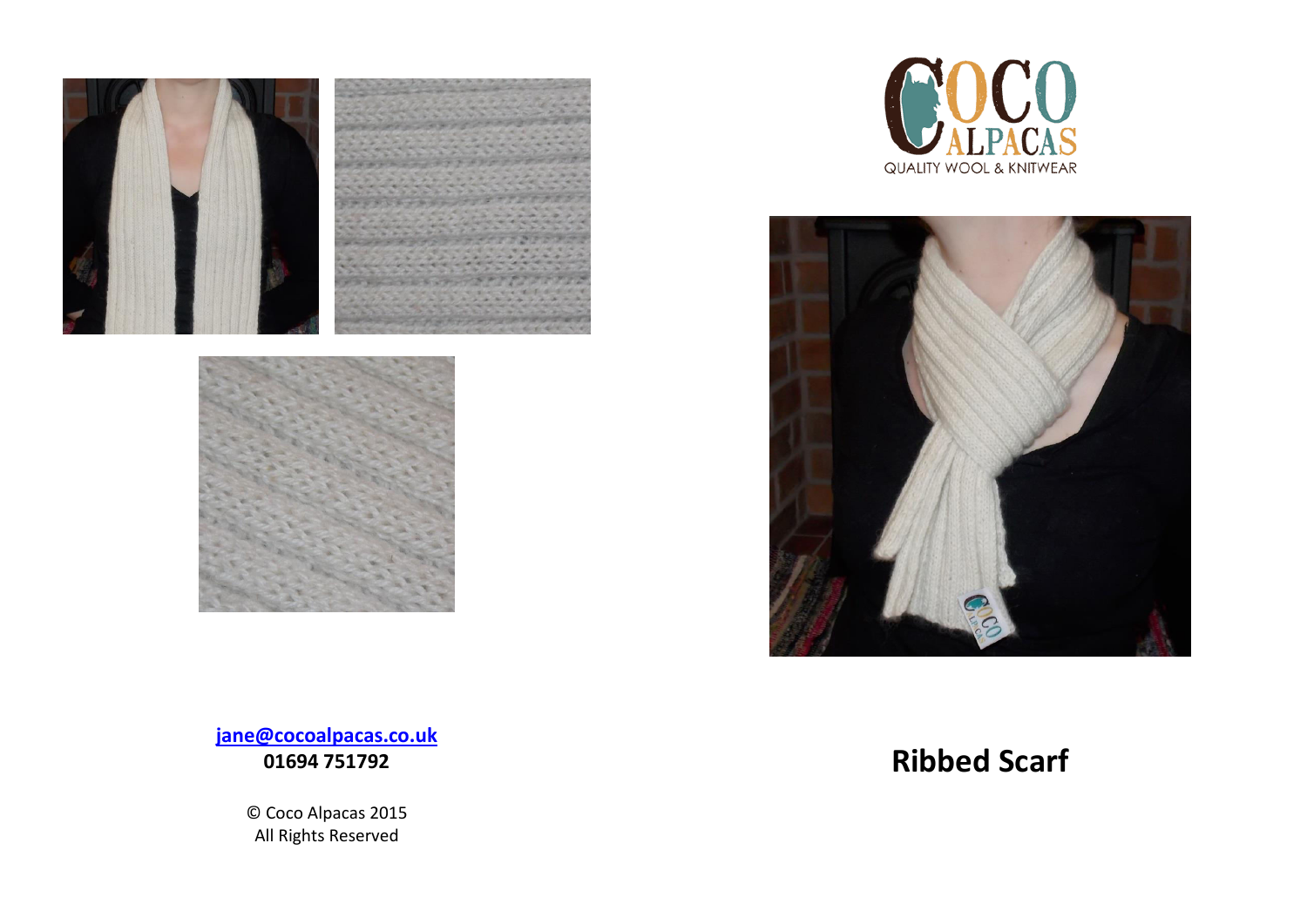# Ribbed Scarf

[jane@cocoalpacas.co.uk](mailto:jane@cocoalpacas.co.uk)

**01694 751792**

© Coco Alpacas 2015
All Rights Reserved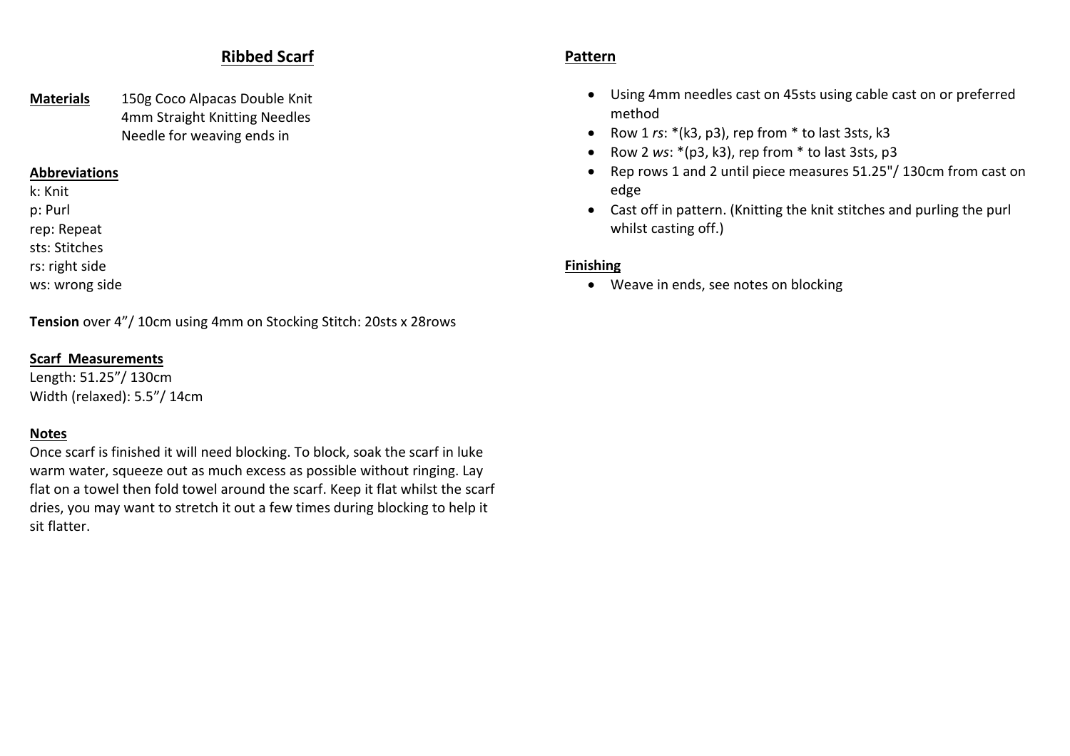# Ribbed Scarf

**Materials** 150g Coco Alpacas Double Knit
4mm Straight Knitting Needles
Needle for weaving ends in

## Abbreviations

k: Knit
p: Purl
rep: Repeat
sts: Stitches
rs: right side
ws: wrong side

**Tension** over 4”/ 10cm using 4mm on Stocking Stitch: 20sts x 28rows

## Scarf Measurements

Length: 51.25”/ 130cm
Width (relaxed): 5.5”/ 14cm

## Notes

Once scarf is finished it will need blocking. To block, soak the scarf in luke warm water, squeeze out as much excess as possible without ringing. Lay flat on a towel then fold towel around the scarf. Keep it flat whilst the scarf dries, you may want to stretch it out a few times during blocking to help it sit flatter.

## Pattern

- Using 4mm needles cast on 45sts using cable cast on or preferred method
- Row 1 *rs*: *(k3, p3), rep from * to last 3sts, k3
- Row 2 *ws*: *(p3, k3), rep from * to last 3sts, p3
- Rep rows 1 and 2 until piece measures 51.25"/ 130cm from cast on edge
- Cast off in pattern. (Knitting the knit stitches and purling the purl whilst casting off.)

## Finishing

- Weave in ends, see notes on blocking